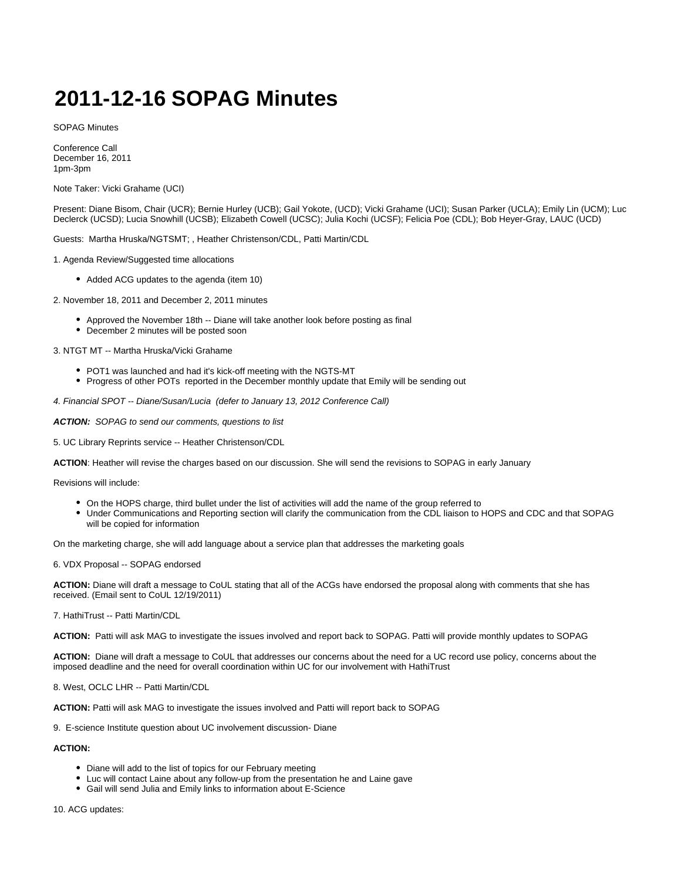# 2011-12-16 SOPAG Minutes

SOPAG Minutes

Conference Call
December 16, 2011
1pm-3pm

Note Taker: Vicki Grahame (UCI)

Present: Diane Bisom, Chair (UCR); Bernie Hurley (UCB); Gail Yokote, (UCD); Vicki Grahame (UCI); Susan Parker (UCLA); Emily Lin (UCM); Luc Declerck (UCSD); Lucia Snowhill (UCSB); Elizabeth Cowell (UCSC); Julia Kochi (UCSF); Felicia Poe (CDL); Bob Heyer-Gray, LAUC (UCD)

Guests: Martha Hruska/NGTSMT; , Heather Christenson/CDL, Patti Martin/CDL

1. Agenda Review/Suggested time allocations

- Added ACG updates to the agenda (item 10)

2. November 18, 2011 and December 2, 2011 minutes

- Approved the November 18th -- Diane will take another look before posting as final
- December 2 minutes will be posted soon

3. NTGT MT -- Martha Hruska/Vicki Grahame

- POT1 was launched and had it's kick-off meeting with the NGTS-MT
- Progress of other POTs reported in the December monthly update that Emily will be sending out

*4. Financial SPOT -- Diane/Susan/Lucia (defer to January 13, 2012 Conference Call)*

***ACTION:*** *SOPAG to send our comments, questions to list*

5. UC Library Reprints service -- Heather Christenson/CDL

**ACTION**: Heather will revise the charges based on our discussion. She will send the revisions to SOPAG in early January

Revisions will include:

- On the HOPS charge, third bullet under the list of activities will add the name of the group referred to
- Under Communications and Reporting section will clarify the communication from the CDL liaison to HOPS and CDC and that SOPAG will be copied for information

On the marketing charge, she will add language about a service plan that addresses the marketing goals

6. VDX Proposal -- SOPAG endorsed

**ACTION:** Diane will draft a message to CoUL stating that all of the ACGs have endorsed the proposal along with comments that she has received. (Email sent to CoUL 12/19/2011)

7. HathiTrust -- Patti Martin/CDL

**ACTION:** Patti will ask MAG to investigate the issues involved and report back to SOPAG. Patti will provide monthly updates to SOPAG

**ACTION:** Diane will draft a message to CoUL that addresses our concerns about the need for a UC record use policy, concerns about the imposed deadline and the need for overall coordination within UC for our involvement with HathiTrust

8. West, OCLC LHR -- Patti Martin/CDL

**ACTION:** Patti will ask MAG to investigate the issues involved and Patti will report back to SOPAG

9. E-science Institute question about UC involvement discussion- Diane

**ACTION:**

- Diane will add to the list of topics for our February meeting
- Luc will contact Laine about any follow-up from the presentation he and Laine gave
- Gail will send Julia and Emily links to information about E-Science

10. ACG updates: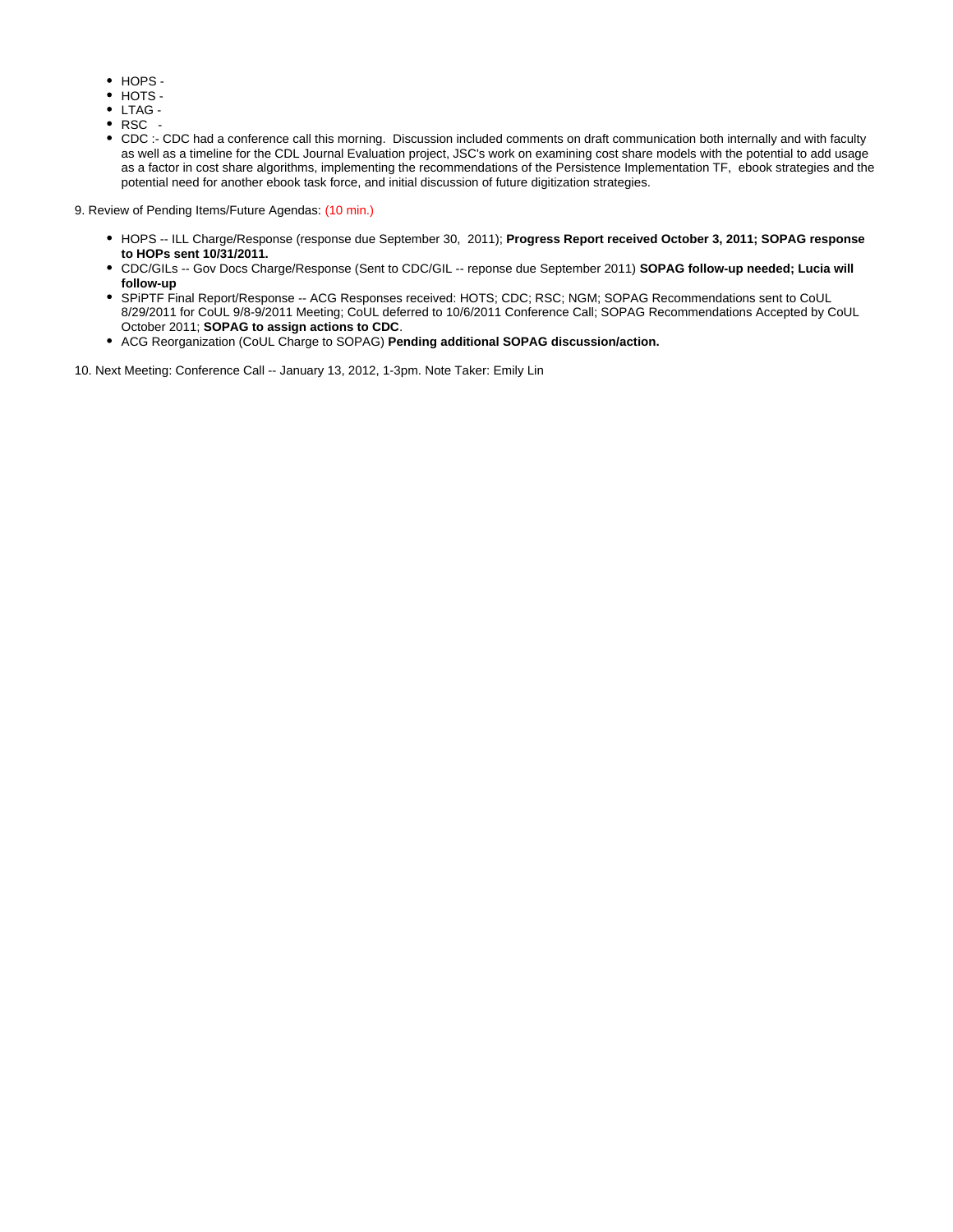- HOPS -
- HOTS -
- LTAG -
- RSC -
- CDC :- CDC had a conference call this morning. Discussion included comments on draft communication both internally and with faculty as well as a timeline for the CDL Journal Evaluation project, JSC's work on examining cost share models with the potential to add usage as a factor in cost share algorithms, implementing the recommendations of the Persistence Implementation TF, ebook strategies and the potential need for another ebook task force, and initial discussion of future digitization strategies.

9. Review of Pending Items/Future Agendas: (10 min.)

- HOPS -- ILL Charge/Response (response due September 30, 2011); **Progress Report received October 3, 2011; SOPAG response to HOPs sent 10/31/2011.**
- CDC/GILs -- Gov Docs Charge/Response (Sent to CDC/GIL -- reponse due September 2011) **SOPAG follow-up needed; Lucia will follow-up**
- SPiPTF Final Report/Response -- ACG Responses received: HOTS; CDC; RSC; NGM; SOPAG Recommendations sent to CoUL 8/29/2011 for CoUL 9/8-9/2011 Meeting; CoUL deferred to 10/6/2011 Conference Call; SOPAG Recommendations Accepted by CoUL October 2011; **SOPAG to assign actions to CDC**.
- ACG Reorganization (CoUL Charge to SOPAG) **Pending additional SOPAG discussion/action.**

10. Next Meeting: Conference Call -- January 13, 2012, 1-3pm. Note Taker: Emily Lin